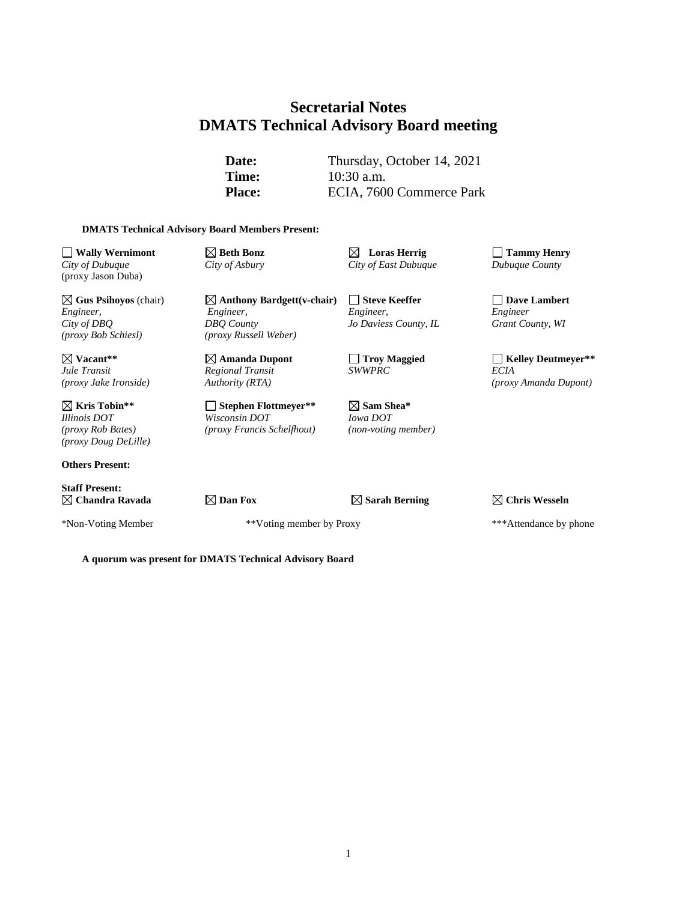# Secretarial Notes
# DMATS Technical Advisory Board meeting

**Date:** Thursday, October 14, 2021
**Time:** 10:30 a.m.
**Place:** ECIA, 7600 Commerce Park

**DMATS Technical Advisory Board Members Present:**

| | | | |
|---|---|---|---|
| ☐ **Wally Wernimont**<br>*City of Dubuque*<br>(proxy Jason Duba) | ☒ **Beth Bonz**<br>*City of Asbury* | ☒ **Loras Herrig**<br>*City of East Dubuque* | ☐ **Tammy Henry**<br>*Dubuque County* |
| ☒ **Gus Psihoyos** (chair)<br>*Engineer,*<br>*City of DBQ*<br>*(proxy Bob Schiesl)* | ☒ **Anthony Bardgett(v-chair)**<br>*Engineer,*<br>*DBQ County*<br>*(proxy Russell Weber)* | ☐ **Steve Keeffer**<br>*Engineer,*<br>*Jo Daviess County, IL* | ☐ **Dave Lambert**<br>*Engineer*<br>*Grant County, WI* |
| ☒ **Vacant\*\***<br>*Jule Transit*<br>*(proxy Jake Ironside)* | ☒ **Amanda Dupont**<br>*Regional Transit*<br>*Authority (RTA)* | ☐ **Troy Maggied**<br>*SWWPRC* | ☐ **Kelley Deutmeyer\*\***<br>*ECIA*<br>*(proxy Amanda Dupont)* |
| ☒ **Kris Tobin\*\***<br>*Illinois DOT*<br>*(proxy Rob Bates)*<br>*(proxy Doug DeLille)* | ☐ **Stephen Flottmeyer\*\***<br>*Wisconsin DOT*<br>*(proxy Francis Schelfhout)* | ☒ **Sam Shea\***<br>*Iowa DOT*<br>*(non-voting member)* | |

**Others Present:**

**Staff Present:**

| | | | |
|---|---|---|---|
| ☒ **Chandra Ravada** | ☒ **Dan Fox** | ☒ **Sarah Berning** | ☒ **Chris Wesseln** |

*Non-Voting Member **Voting member by Proxy ***Attendance by phone

**A quorum was present for DMATS Technical Advisory Board**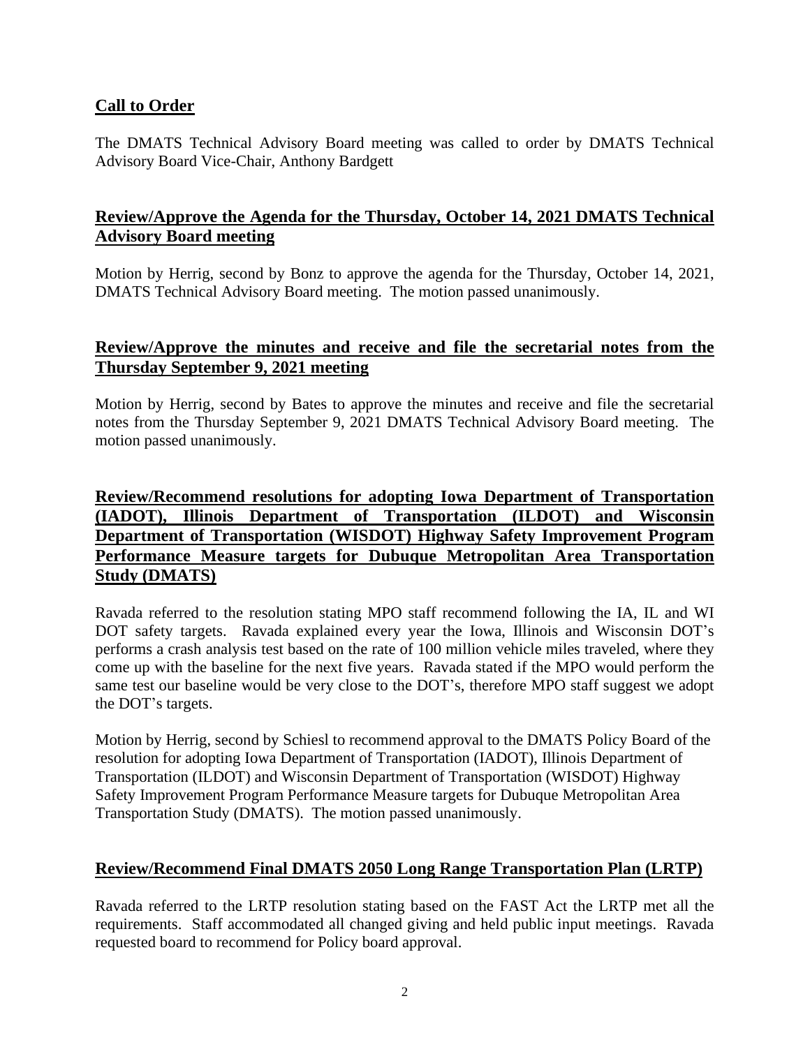## **Call to Order**

The DMATS Technical Advisory Board meeting was called to order by DMATS Technical Advisory Board Vice-Chair, Anthony Bardgett

## **Review/Approve the Agenda for the Thursday, October 14, 2021 DMATS Technical Advisory Board meeting**

Motion by Herrig, second by Bonz to approve the agenda for the Thursday, October 14, 2021, DMATS Technical Advisory Board meeting. The motion passed unanimously.

## **Review/Approve the minutes and receive and file the secretarial notes from the Thursday September 9, 2021 meeting**

Motion by Herrig, second by Bates to approve the minutes and receive and file the secretarial notes from the Thursday September 9, 2021 DMATS Technical Advisory Board meeting. The motion passed unanimously.

## **Review/Recommend resolutions for adopting Iowa Department of Transportation (IADOT), Illinois Department of Transportation (ILDOT) and Wisconsin Department of Transportation (WISDOT) Highway Safety Improvement Program Performance Measure targets for Dubuque Metropolitan Area Transportation Study (DMATS)**

Ravada referred to the resolution stating MPO staff recommend following the IA, IL and WI DOT safety targets. Ravada explained every year the Iowa, Illinois and Wisconsin DOT's performs a crash analysis test based on the rate of 100 million vehicle miles traveled, where they come up with the baseline for the next five years. Ravada stated if the MPO would perform the same test our baseline would be very close to the DOT's, therefore MPO staff suggest we adopt the DOT's targets.

Motion by Herrig, second by Schiesl to recommend approval to the DMATS Policy Board of the resolution for adopting Iowa Department of Transportation (IADOT), Illinois Department of Transportation (ILDOT) and Wisconsin Department of Transportation (WISDOT) Highway Safety Improvement Program Performance Measure targets for Dubuque Metropolitan Area Transportation Study (DMATS). The motion passed unanimously.

## **Review/Recommend Final DMATS 2050 Long Range Transportation Plan (LRTP)**

Ravada referred to the LRTP resolution stating based on the FAST Act the LRTP met all the requirements. Staff accommodated all changed giving and held public input meetings. Ravada requested board to recommend for Policy board approval.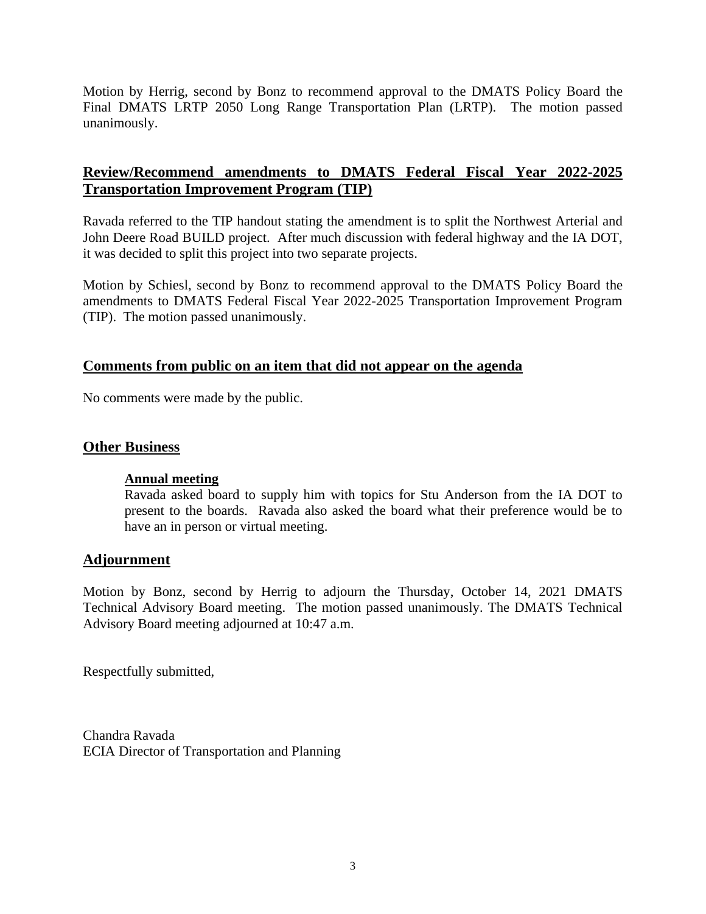Motion by Herrig, second by Bonz to recommend approval to the DMATS Policy Board the Final DMATS LRTP 2050 Long Range Transportation Plan (LRTP). The motion passed unanimously.

## Review/Recommend amendments to DMATS Federal Fiscal Year 2022-2025 Transportation Improvement Program (TIP)

Ravada referred to the TIP handout stating the amendment is to split the Northwest Arterial and John Deere Road BUILD project. After much discussion with federal highway and the IA DOT, it was decided to split this project into two separate projects.

Motion by Schiesl, second by Bonz to recommend approval to the DMATS Policy Board the amendments to DMATS Federal Fiscal Year 2022-2025 Transportation Improvement Program (TIP). The motion passed unanimously.

## Comments from public on an item that did not appear on the agenda

No comments were made by the public.

## Other Business

### Annual meeting

Ravada asked board to supply him with topics for Stu Anderson from the IA DOT to present to the boards. Ravada also asked the board what their preference would be to have an in person or virtual meeting.

## Adjournment

Motion by Bonz, second by Herrig to adjourn the Thursday, October 14, 2021 DMATS Technical Advisory Board meeting. The motion passed unanimously. The DMATS Technical Advisory Board meeting adjourned at 10:47 a.m.

Respectfully submitted,

Chandra Ravada
ECIA Director of Transportation and Planning